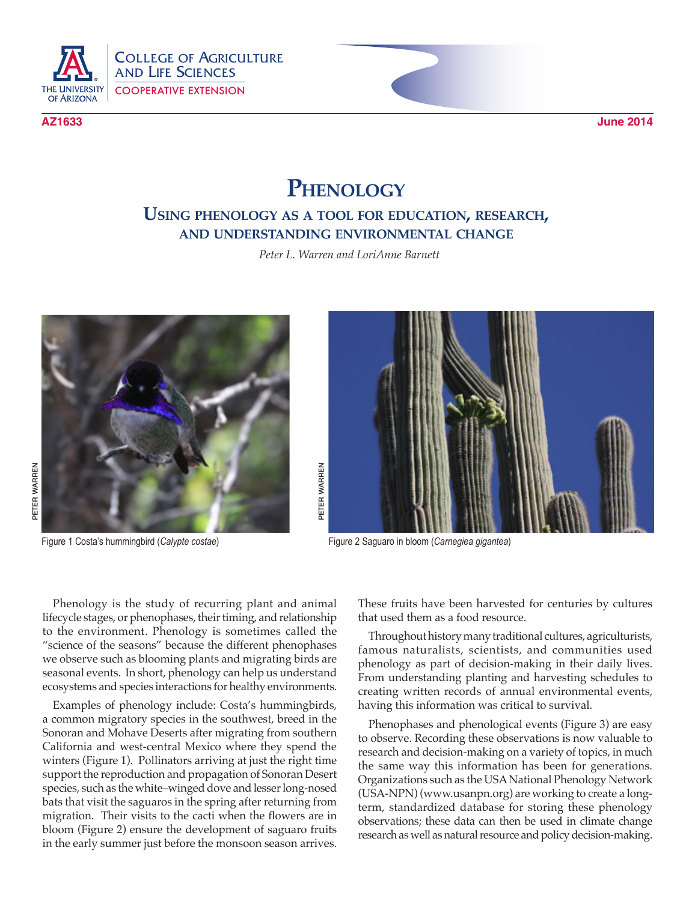AZ1633

June 2014

# Phenology

## Using phenology as a tool for education, research, and understanding environmental change

*Peter L. Warren and LoriAnne Barnett*

PETER WARREN

Figure 1 Costa's hummingbird (*Calypte costae*)

PETER WARREN

Figure 2 Saguaro in bloom (*Carnegiea gigantea*)

Phenology is the study of recurring plant and animal lifecycle stages, or phenophases, their timing, and relationship to the environment. Phenology is sometimes called the "science of the seasons" because the different phenophases we observe such as blooming plants and migrating birds are seasonal events. In short, phenology can help us understand ecosystems and species interactions for healthy environments.

Examples of phenology include: Costa's hummingbirds, a common migratory species in the southwest, breed in the Sonoran and Mohave Deserts after migrating from southern California and west-central Mexico where they spend the winters (Figure 1). Pollinators arriving at just the right time support the reproduction and propagation of Sonoran Desert species, such as the white–winged dove and lesser long-nosed bats that visit the saguaros in the spring after returning from migration. Their visits to the cacti when the flowers are in bloom (Figure 2) ensure the development of saguaro fruits in the early summer just before the monsoon season arrives. These fruits have been harvested for centuries by cultures that used them as a food resource.

Throughout history many traditional cultures, agriculturists, famous naturalists, scientists, and communities used phenology as part of decision-making in their daily lives. From understanding planting and harvesting schedules to creating written records of annual environmental events, having this information was critical to survival.

Phenophases and phenological events (Figure 3) are easy to observe. Recording these observations is now valuable to research and decision-making on a variety of topics, in much the same way this information has been for generations. Organizations such as the USA National Phenology Network (USA-NPN) (www.usanpn.org) are working to create a long-term, standardized database for storing these phenology observations; these data can then be used in climate change research as well as natural resource and policy decision-making.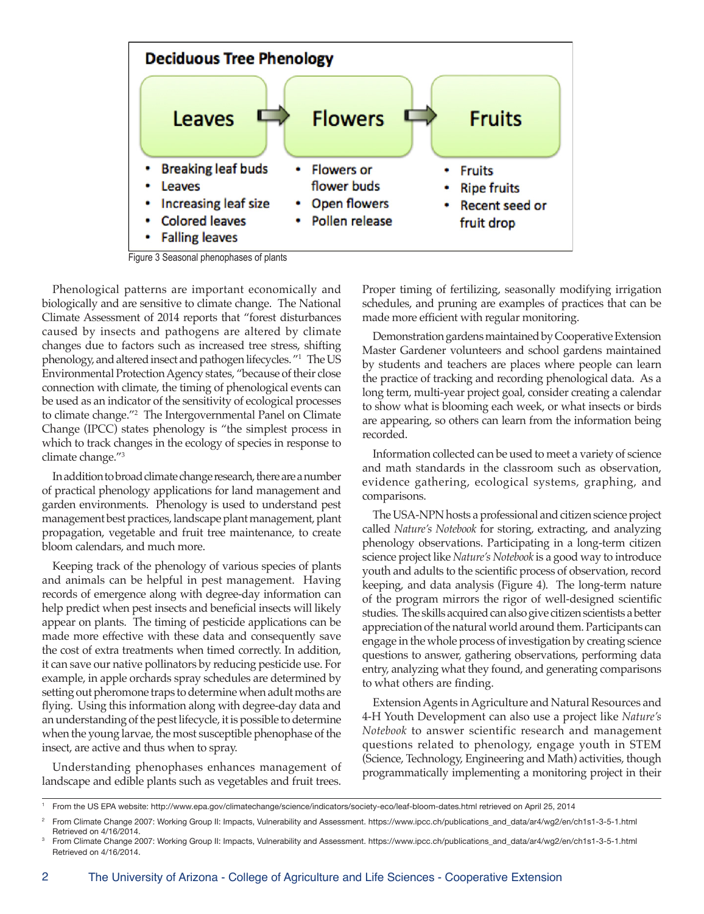**Deciduous Tree Phenology**

**Leaves** → **Flowers** → **Fruits**

**Leaves**
- Breaking leaf buds
- Leaves
- Increasing leaf size
- Colored leaves
- Falling leaves

**Flowers**
- Flowers or flower buds
- Open flowers
- Pollen release

**Fruits**
- Fruits
- Ripe fruits
- Recent seed or fruit drop

Figure 3 Seasonal phenophases of plants

Phenological patterns are important economically and biologically and are sensitive to climate change. The National Climate Assessment of 2014 reports that "forest disturbances caused by insects and pathogens are altered by climate changes due to factors such as increased tree stress, shifting phenology, and altered insect and pathogen lifecycles."[1] The US Environmental Protection Agency states, "because of their close connection with climate, the timing of phenological events can be used as an indicator of the sensitivity of ecological processes to climate change."[2] The Intergovernmental Panel on Climate Change (IPCC) states phenology is "the simplest process in which to track changes in the ecology of species in response to climate change."[3]

In addition to broad climate change research, there are a number of practical phenology applications for land management and garden environments. Phenology is used to understand pest management best practices, landscape plant management, plant propagation, vegetable and fruit tree maintenance, to create bloom calendars, and much more.

Keeping track of the phenology of various species of plants and animals can be helpful in pest management. Having records of emergence along with degree-day information can help predict when pest insects and beneficial insects will likely appear on plants. The timing of pesticide applications can be made more effective with these data and consequently save the cost of extra treatments when timed correctly. In addition, it can save our native pollinators by reducing pesticide use. For example, in apple orchards spray schedules are determined by setting out pheromone traps to determine when adult moths are flying. Using this information along with degree-day data and an understanding of the pest lifecycle, it is possible to determine when the young larvae, the most susceptible phenophase of the insect, are active and thus when to spray.

Understanding phenophases enhances management of landscape and edible plants such as vegetables and fruit trees. Proper timing of fertilizing, seasonally modifying irrigation schedules, and pruning are examples of practices that can be made more efficient with regular monitoring.

Demonstration gardens maintained by Cooperative Extension Master Gardener volunteers and school gardens maintained by students and teachers are places where people can learn the practice of tracking and recording phenological data. As a long term, multi-year project goal, consider creating a calendar to show what is blooming each week, or what insects or birds are appearing, so others can learn from the information being recorded.

Information collected can be used to meet a variety of science and math standards in the classroom such as observation, evidence gathering, ecological systems, graphing, and comparisons.

The USA-NPN hosts a professional and citizen science project called *Nature's Notebook* for storing, extracting, and analyzing phenology observations. Participating in a long-term citizen science project like *Nature's Notebook* is a good way to introduce youth and adults to the scientific process of observation, record keeping, and data analysis (Figure 4). The long-term nature of the program mirrors the rigor of well-designed scientific studies. The skills acquired can also give citizen scientists a better appreciation of the natural world around them. Participants can engage in the whole process of investigation by creating science questions to answer, gathering observations, performing data entry, analyzing what they found, and generating comparisons to what others are finding.

Extension Agents in Agriculture and Natural Resources and 4-H Youth Development can also use a project like *Nature's Notebook* to answer scientific research and management questions related to phenology, engage youth in STEM (Science, Technology, Engineering and Math) activities, though programmatically implementing a monitoring project in their

---

[1] From the US EPA website: http://www.epa.gov/climatechange/science/indicators/society-eco/leaf-bloom-dates.html retrieved on April 25, 2014

[2] From Climate Change 2007: Working Group II: Impacts, Vulnerability and Assessment. https://www.ipcc.ch/publications_and_data/ar4/wg2/en/ch1s1-3-5-1.html Retrieved on 4/16/2014.

[3] From Climate Change 2007: Working Group II: Impacts, Vulnerability and Assessment. https://www.ipcc.ch/publications_and_data/ar4/wg2/en/ch1s1-3-5-1.html Retrieved on 4/16/2014.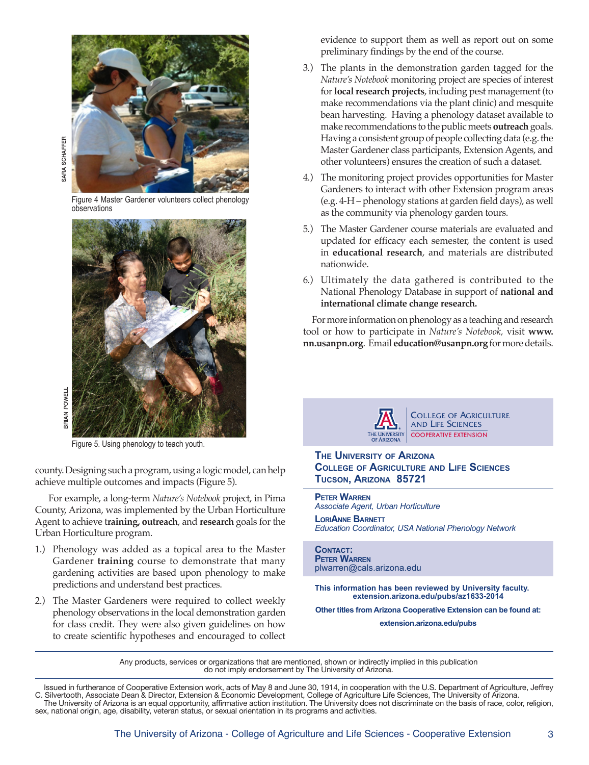SARA SCHAFFER

Figure 4 Master Gardener volunteers collect phenology observations

BRIAN POWELL

Figure 5. Using phenology to teach youth.

county. Designing such a program, using a logic model, can help achieve multiple outcomes and impacts (Figure 5).

For example, a long-term *Nature's Notebook* project, in Pima County, Arizona, was implemented by the Urban Horticulture Agent to achieve t**raining, outreach**, and **research** goals for the Urban Horticulture program.

1.) Phenology was added as a topical area to the Master Gardener **training** course to demonstrate that many gardening activities are based upon phenology to make predictions and understand best practices.

2.) The Master Gardeners were required to collect weekly phenology observations in the local demonstration garden for class credit. They were also given guidelines on how to create scientific hypotheses and encouraged to collect evidence to support them as well as report out on some preliminary findings by the end of the course.

3.) The plants in the demonstration garden tagged for the *Nature's Notebook* monitoring project are species of interest for **local research projects**, including pest management (to make recommendations via the plant clinic) and mesquite bean harvesting. Having a phenology dataset available to make recommendations to the public meets **outreach** goals. Having a consistent group of people collecting data (e.g. the Master Gardener class participants, Extension Agents, and other volunteers) ensures the creation of such a dataset.

4.) The monitoring project provides opportunities for Master Gardeners to interact with other Extension program areas (e.g. 4-H – phenology stations at garden field days), as well as the community via phenology garden tours.

5.) The Master Gardener course materials are evaluated and updated for efficacy each semester, the content is used in **educational research**, and materials are distributed nationwide.

6.) Ultimately the data gathered is contributed to the National Phenology Database in support of **national and international climate change research.**

For more information on phenology as a teaching and research tool or how to participate in *Nature's Notebook*, visit **www.nn.usanpn.org**. Email **education@usanpn.org** for more details.

THE UNIVERSITY OF ARIZONA
COLLEGE OF AGRICULTURE AND LIFE SCIENCES
COOPERATIVE EXTENSION

**The University of Arizona**
**College of Agriculture and Life Sciences**
**Tucson, Arizona 85721**

**Peter Warren**
*Associate Agent, Urban Horticulture*

**LoriAnne Barnett**
*Education Coordinator, USA National Phenology Network*

**Contact:**
**Peter Warren**
plwarren@cals.arizona.edu

**This information has been reviewed by University faculty.**
**extension.arizona.edu/pubs/az1633-2014**

**Other titles from Arizona Cooperative Extension can be found at:**
**extension.arizona.edu/pubs**

Any products, services or organizations that are mentioned, shown or indirectly implied in this publication do not imply endorsement by The University of Arizona.

Issued in furtherance of Cooperative Extension work, acts of May 8 and June 30, 1914, in cooperation with the U.S. Department of Agriculture, Jeffrey C. Silvertooth, Associate Dean & Director, Extension & Economic Development, College of Agriculture Life Sciences, The University of Arizona.
The University of Arizona is an equal opportunity, affirmative action institution. The University does not discriminate on the basis of race, color, religion, sex, national origin, age, disability, veteran status, or sexual orientation in its programs and activities.